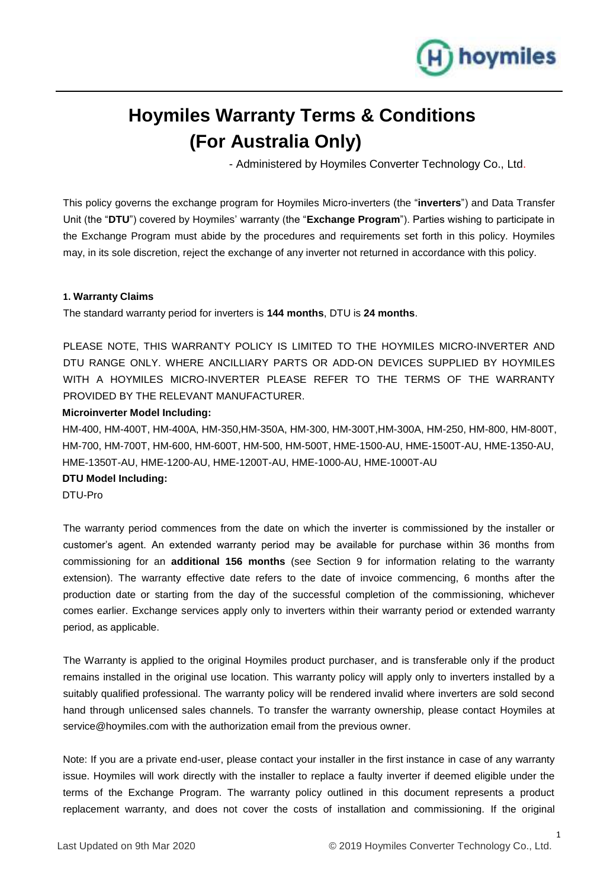# Hoymiles Warranty Terms & Conditions (For Australia Only)

- Administered by Hoymiles Converter Technology Co., Ltd.

This policy governs the exchange program for Hoymiles Micro-inverters (the "**inverters**") and Data Transfer Unit (the "**DTU**") covered by Hoymiles' warranty (the "**Exchange Program**"). Parties wishing to participate in the Exchange Program must abide by the procedures and requirements set forth in this policy. Hoymiles may, in its sole discretion, reject the exchange of any inverter not returned in accordance with this policy.

### 1. Warranty Claims

The standard warranty period for inverters is **144 months**, DTU is **24 months**.

PLEASE NOTE, THIS WARRANTY POLICY IS LIMITED TO THE HOYMILES MICRO-INVERTER AND DTU RANGE ONLY. WHERE ANCILLIARY PARTS OR ADD-ON DEVICES SUPPLIED BY HOYMILES WITH A HOYMILES MICRO-INVERTER PLEASE REFER TO THE TERMS OF THE WARRANTY PROVIDED BY THE RELEVANT MANUFACTURER.

**Microinverter Model Including:**

HM-400, HM-400T, HM-400A, HM-350,HM-350A, HM-300, HM-300T,HM-300A, HM-250, HM-800, HM-800T, HM-700, HM-700T, HM-600, HM-600T, HM-500, HM-500T, HME-1500-AU, HME-1500T-AU, HME-1350-AU, HME-1350T-AU, HME-1200-AU, HME-1200T-AU, HME-1000-AU, HME-1000T-AU

**DTU Model Including:**

DTU-Pro

The warranty period commences from the date on which the inverter is commissioned by the installer or customer's agent. An extended warranty period may be available for purchase within 36 months from commissioning for an **additional 156 months** (see Section 9 for information relating to the warranty extension). The warranty effective date refers to the date of invoice commencing, 6 months after the production date or starting from the day of the successful completion of the commissioning, whichever comes earlier. Exchange services apply only to inverters within their warranty period or extended warranty period, as applicable.

The Warranty is applied to the original Hoymiles product purchaser, and is transferable only if the product remains installed in the original use location. This warranty policy will apply only to inverters installed by a suitably qualified professional. The warranty policy will be rendered invalid where inverters are sold second hand through unlicensed sales channels. To transfer the warranty ownership, please contact Hoymiles at service@hoymiles.com with the authorization email from the previous owner.

Note: If you are a private end-user, please contact your installer in the first instance in case of any warranty issue. Hoymiles will work directly with the installer to replace a faulty inverter if deemed eligible under the terms of the Exchange Program. The warranty policy outlined in this document represents a product replacement warranty, and does not cover the costs of installation and commissioning. If the original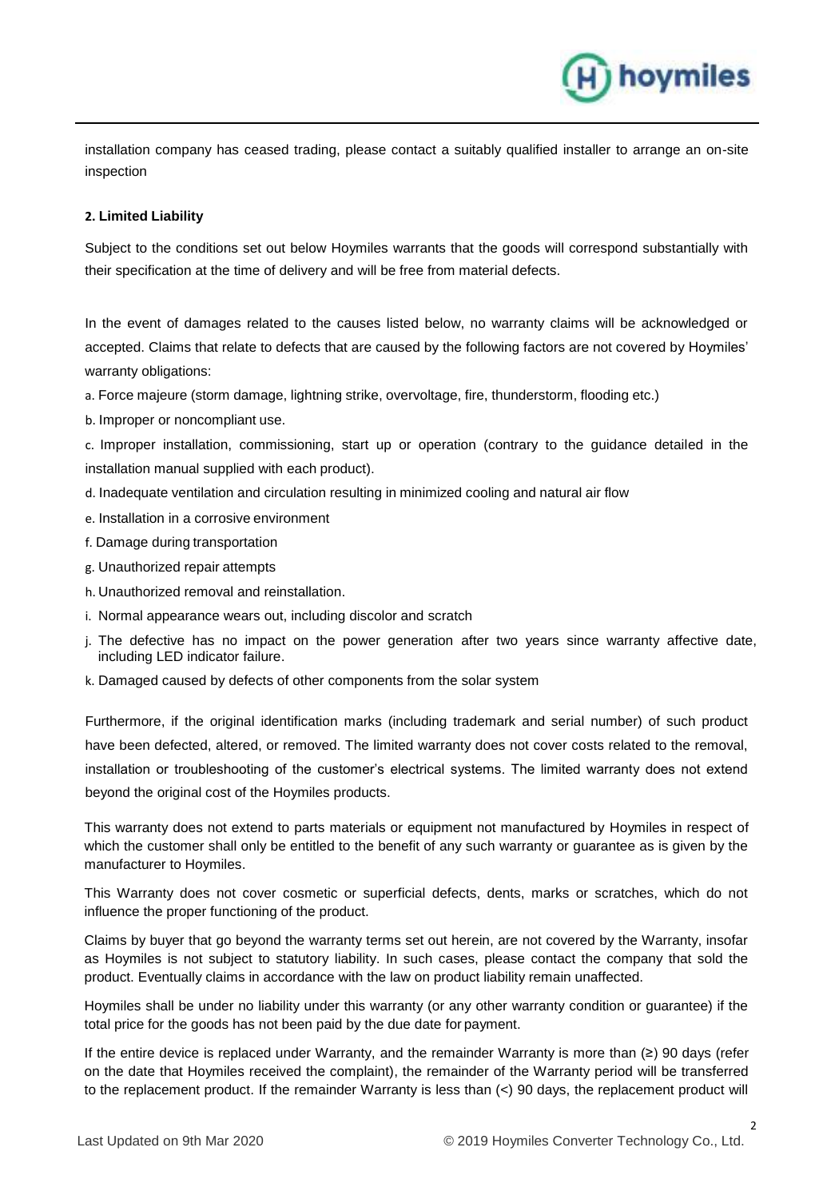installation company has ceased trading, please contact a suitably qualified installer to arrange an on-site inspection

**2. Limited Liability**

Subject to the conditions set out below Hoymiles warrants that the goods will correspond substantially with their specification at the time of delivery and will be free from material defects.

In the event of damages related to the causes listed below, no warranty claims will be acknowledged or accepted. Claims that relate to defects that are caused by the following factors are not covered by Hoymiles' warranty obligations:

a. Force majeure (storm damage, lightning strike, overvoltage, fire, thunderstorm, flooding etc.)

b. Improper or noncompliant use.

c. Improper installation, commissioning, start up or operation (contrary to the guidance detailed in the installation manual supplied with each product).

d. Inadequate ventilation and circulation resulting in minimized cooling and natural air flow

e. Installation in a corrosive environment

f. Damage during transportation

g. Unauthorized repair attempts

h. Unauthorized removal and reinstallation.

i. Normal appearance wears out, including discolor and scratch

j. The defective has no impact on the power generation after two years since warranty affective date, including LED indicator failure.

k. Damaged caused by defects of other components from the solar system

Furthermore, if the original identification marks (including trademark and serial number) of such product have been defected, altered, or removed. The limited warranty does not cover costs related to the removal, installation or troubleshooting of the customer's electrical systems. The limited warranty does not extend beyond the original cost of the Hoymiles products.

This warranty does not extend to parts materials or equipment not manufactured by Hoymiles in respect of which the customer shall only be entitled to the benefit of any such warranty or guarantee as is given by the manufacturer to Hoymiles.

This Warranty does not cover cosmetic or superficial defects, dents, marks or scratches, which do not influence the proper functioning of the product.

Claims by buyer that go beyond the warranty terms set out herein, are not covered by the Warranty, insofar as Hoymiles is not subject to statutory liability. In such cases, please contact the company that sold the product. Eventually claims in accordance with the law on product liability remain unaffected.

Hoymiles shall be under no liability under this warranty (or any other warranty condition or guarantee) if the total price for the goods has not been paid by the due date for payment.

If the entire device is replaced under Warranty, and the remainder Warranty is more than (≥) 90 days (refer on the date that Hoymiles received the complaint), the remainder of the Warranty period will be transferred to the replacement product. If the remainder Warranty is less than (<) 90 days, the replacement product will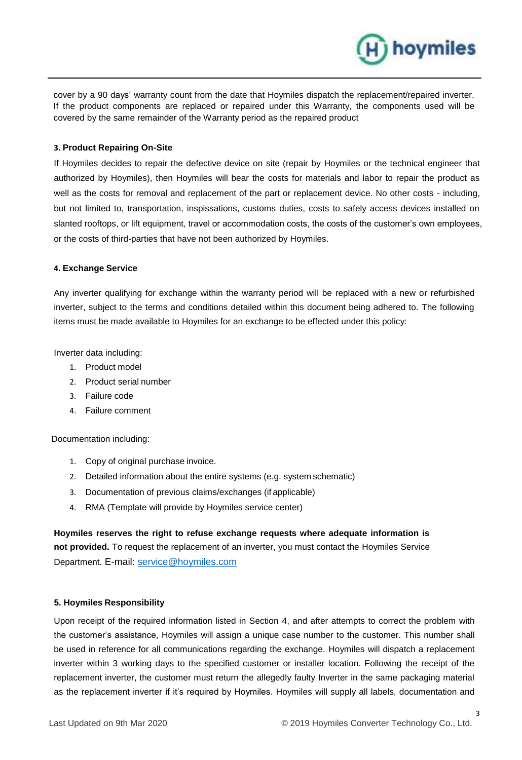cover by a 90 days' warranty count from the date that Hoymiles dispatch the replacement/repaired inverter. If the product components are replaced or repaired under this Warranty, the components used will be covered by the same remainder of the Warranty period as the repaired product

**3. Product Repairing On-Site**

If Hoymiles decides to repair the defective device on site (repair by Hoymiles or the technical engineer that authorized by Hoymiles), then Hoymiles will bear the costs for materials and labor to repair the product as well as the costs for removal and replacement of the part or replacement device. No other costs - including, but not limited to, transportation, inspissations, customs duties, costs to safely access devices installed on slanted rooftops, or lift equipment, travel or accommodation costs, the costs of the customer's own employees, or the costs of third-parties that have not been authorized by Hoymiles.

**4. Exchange Service**

Any inverter qualifying for exchange within the warranty period will be replaced with a new or refurbished inverter, subject to the terms and conditions detailed within this document being adhered to. The following items must be made available to Hoymiles for an exchange to be effected under this policy:

Inverter data including:

1. Product model
2. Product serial number
3. Failure code
4. Failure comment

Documentation including:

1. Copy of original purchase invoice.
2. Detailed information about the entire systems (e.g. system schematic)
3. Documentation of previous claims/exchanges (if applicable)
4. RMA (Template will provide by Hoymiles service center)

**Hoymiles reserves the right to refuse exchange requests where adequate information is not provided.** To request the replacement of an inverter, you must contact the Hoymiles Service Department. E-mail: service@hoymiles.com

**5. Hoymiles Responsibility**

Upon receipt of the required information listed in Section 4, and after attempts to correct the problem with the customer's assistance, Hoymiles will assign a unique case number to the customer. This number shall be used in reference for all communications regarding the exchange. Hoymiles will dispatch a replacement inverter within 3 working days to the specified customer or installer location. Following the receipt of the replacement inverter, the customer must return the allegedly faulty Inverter in the same packaging material as the replacement inverter if it's required by Hoymiles. Hoymiles will supply all labels, documentation and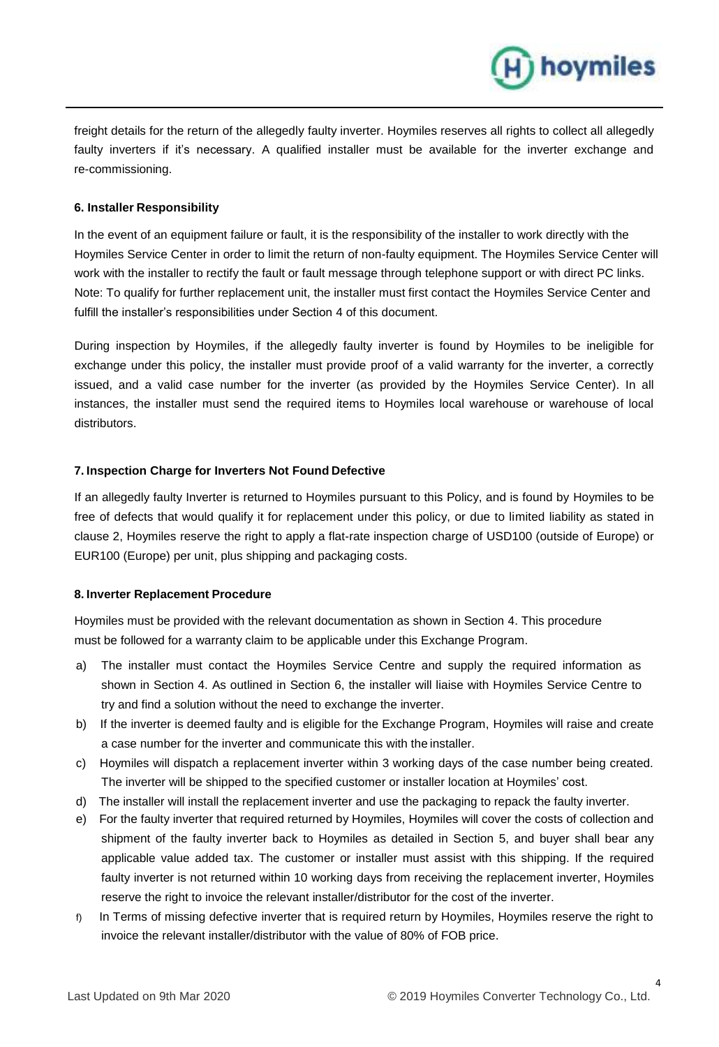freight details for the return of the allegedly faulty inverter. Hoymiles reserves all rights to collect all allegedly faulty inverters if it's necessary. A qualified installer must be available for the inverter exchange and re-commissioning.

#### 6. Installer Responsibility

In the event of an equipment failure or fault, it is the responsibility of the installer to work directly with the Hoymiles Service Center in order to limit the return of non-faulty equipment. The Hoymiles Service Center will work with the installer to rectify the fault or fault message through telephone support or with direct PC links. Note: To qualify for further replacement unit, the installer must first contact the Hoymiles Service Center and fulfill the installer's responsibilities under Section 4 of this document.

During inspection by Hoymiles, if the allegedly faulty inverter is found by Hoymiles to be ineligible for exchange under this policy, the installer must provide proof of a valid warranty for the inverter, a correctly issued, and a valid case number for the inverter (as provided by the Hoymiles Service Center). In all instances, the installer must send the required items to Hoymiles local warehouse or warehouse of local distributors.

#### 7. Inspection Charge for Inverters Not Found Defective

If an allegedly faulty Inverter is returned to Hoymiles pursuant to this Policy, and is found by Hoymiles to be free of defects that would qualify it for replacement under this policy, or due to limited liability as stated in clause 2, Hoymiles reserve the right to apply a flat-rate inspection charge of USD100 (outside of Europe) or EUR100 (Europe) per unit, plus shipping and packaging costs.

#### 8. Inverter Replacement Procedure

Hoymiles must be provided with the relevant documentation as shown in Section 4. This procedure must be followed for a warranty claim to be applicable under this Exchange Program.

a) The installer must contact the Hoymiles Service Centre and supply the required information as shown in Section 4. As outlined in Section 6, the installer will liaise with Hoymiles Service Centre to try and find a solution without the need to exchange the inverter.

b) If the inverter is deemed faulty and is eligible for the Exchange Program, Hoymiles will raise and create a case number for the inverter and communicate this with the installer.

c) Hoymiles will dispatch a replacement inverter within 3 working days of the case number being created. The inverter will be shipped to the specified customer or installer location at Hoymiles' cost.

d) The installer will install the replacement inverter and use the packaging to repack the faulty inverter.

e) For the faulty inverter that required returned by Hoymiles, Hoymiles will cover the costs of collection and shipment of the faulty inverter back to Hoymiles as detailed in Section 5, and buyer shall bear any applicable value added tax. The customer or installer must assist with this shipping. If the required faulty inverter is not returned within 10 working days from receiving the replacement inverter, Hoymiles reserve the right to invoice the relevant installer/distributor for the cost of the inverter.

f) In Terms of missing defective inverter that is required return by Hoymiles, Hoymiles reserve the right to invoice the relevant installer/distributor with the value of 80% of FOB price.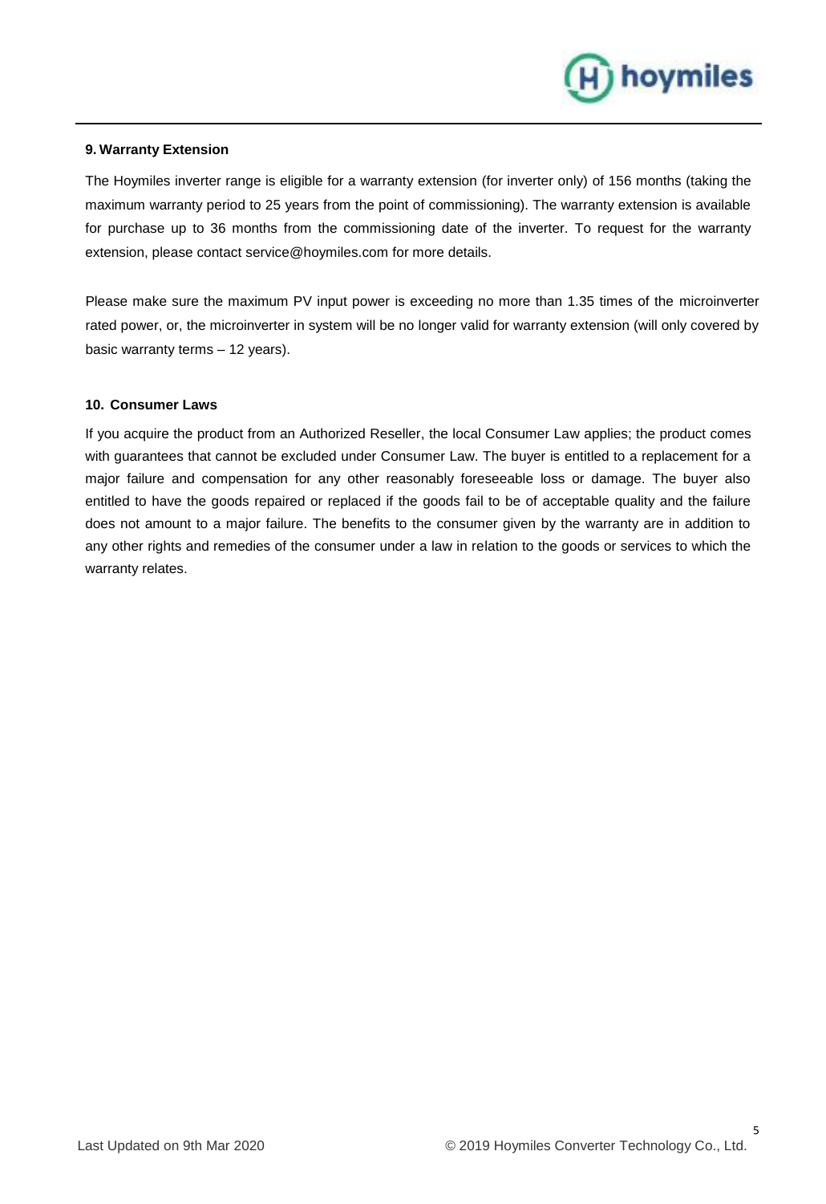### 9. Warranty Extension

The Hoymiles inverter range is eligible for a warranty extension (for inverter only) of 156 months (taking the maximum warranty period to 25 years from the point of commissioning). The warranty extension is available for purchase up to 36 months from the commissioning date of the inverter. To request for the warranty extension, please contact service@hoymiles.com for more details.

Please make sure the maximum PV input power is exceeding no more than 1.35 times of the microinverter rated power, or, the microinverter in system will be no longer valid for warranty extension (will only covered by basic warranty terms – 12 years).

### 10. Consumer Laws

If you acquire the product from an Authorized Reseller, the local Consumer Law applies; the product comes with guarantees that cannot be excluded under Consumer Law. The buyer is entitled to a replacement for a major failure and compensation for any other reasonably foreseeable loss or damage. The buyer also entitled to have the goods repaired or replaced if the goods fail to be of acceptable quality and the failure does not amount to a major failure. The benefits to the consumer given by the warranty are in addition to any other rights and remedies of the consumer under a law in relation to the goods or services to which the warranty relates.